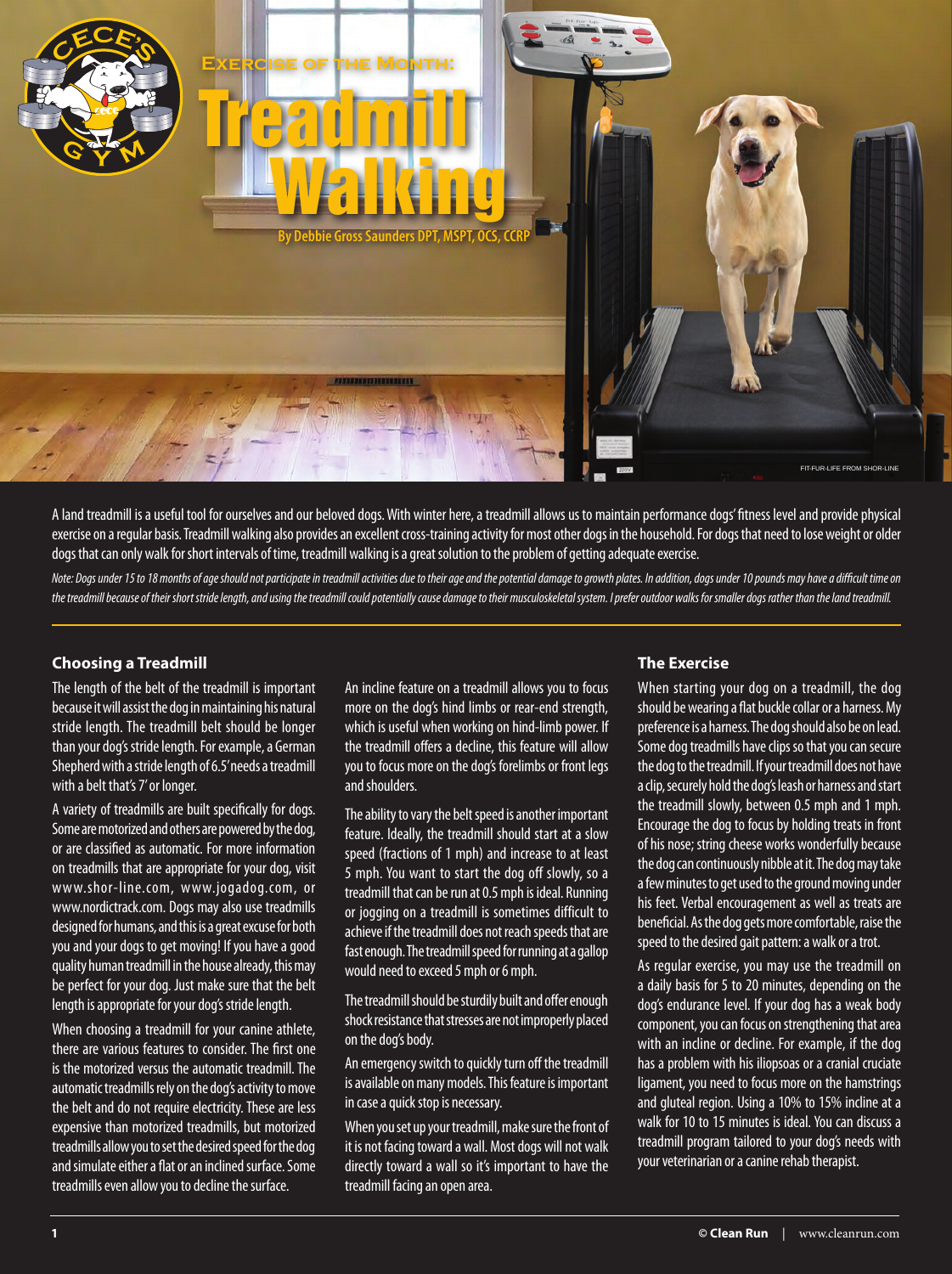# Exercise of the Month: Treadmill Walking

By Debbie Gross Saunders DPT, MSPT, OCS, CCRP

FIT-FUR-LIFE FROM SHOR-LINE

A land treadmill is a useful tool for ourselves and our beloved dogs. With winter here, a treadmill allows us to maintain performance dogs' fitness level and provide physical exercise on a regular basis. Treadmill walking also provides an excellent cross-training activity for most other dogs in the household. For dogs that need to lose weight or older dogs that can only walk for short intervals of time, treadmill walking is a great solution to the problem of getting adequate exercise.

*Note: Dogs under 15 to 18 months of age should not participate in treadmill activities due to their age and the potential damage to growth plates. In addition, dogs under 10 pounds may have a difficult time on the treadmill because of their short stride length, and using the treadmill could potentially cause damage to their musculoskeletal system. I prefer outdoor walks for smaller dogs rather than the land treadmill.*

## Choosing a Treadmill

The length of the belt of the treadmill is important because it will assist the dog in maintaining his natural stride length. The treadmill belt should be longer than your dog's stride length. For example, a German Shepherd with a stride length of 6.5' needs a treadmill with a belt that's 7' or longer.

A variety of treadmills are built specifically for dogs. Some are motorized and others are powered by the dog, or are classified as automatic. For more information on treadmills that are appropriate for your dog, visit www.shor-line.com, www.jogadog.com, or www.nordictrack.com. Dogs may also use treadmills designed for humans, and this is a great excuse for both you and your dogs to get moving! If you have a good quality human treadmill in the house already, this may be perfect for your dog. Just make sure that the belt length is appropriate for your dog's stride length.

When choosing a treadmill for your canine athlete, there are various features to consider. The first one is the motorized versus the automatic treadmill. The automatic treadmills rely on the dog's activity to move the belt and do not require electricity. These are less expensive than motorized treadmills, but motorized treadmills allow you to set the desired speed for the dog and simulate either a flat or an inclined surface. Some treadmills even allow you to decline the surface.

An incline feature on a treadmill allows you to focus more on the dog's hind limbs or rear-end strength, which is useful when working on hind-limb power. If the treadmill offers a decline, this feature will allow you to focus more on the dog's forelimbs or front legs and shoulders.

The ability to vary the belt speed is another important feature. Ideally, the treadmill should start at a slow speed (fractions of 1 mph) and increase to at least 5 mph. You want to start the dog off slowly, so a treadmill that can be run at 0.5 mph is ideal. Running or jogging on a treadmill is sometimes difficult to achieve if the treadmill does not reach speeds that are fast enough. The treadmill speed for running at a gallop would need to exceed 5 mph or 6 mph.

The treadmill should be sturdily built and offer enough shock resistance that stresses are not improperly placed on the dog's body.

An emergency switch to quickly turn off the treadmill is available on many models. This feature is important in case a quick stop is necessary.

When you set up your treadmill, make sure the front of it is not facing toward a wall. Most dogs will not walk directly toward a wall so it's important to have the treadmill facing an open area.

## The Exercise

When starting your dog on a treadmill, the dog should be wearing a flat buckle collar or a harness. My preference is a harness. The dog should also be on lead. Some dog treadmills have clips so that you can secure the dog to the treadmill. If your treadmill does not have a clip, securely hold the dog's leash or harness and start the treadmill slowly, between 0.5 mph and 1 mph. Encourage the dog to focus by holding treats in front of his nose; string cheese works wonderfully because the dog can continuously nibble at it. The dog may take a few minutes to get used to the ground moving under his feet. Verbal encouragement as well as treats are beneficial. As the dog gets more comfortable, raise the speed to the desired gait pattern: a walk or a trot.

As regular exercise, you may use the treadmill on a daily basis for 5 to 20 minutes, depending on the dog's endurance level. If your dog has a weak body component, you can focus on strengthening that area with an incline or decline. For example, if the dog has a problem with his iliopsoas or a cranial cruciate ligament, you need to focus more on the hamstrings and gluteal region. Using a 10% to 15% incline at a walk for 10 to 15 minutes is ideal. You can discuss a treadmill program tailored to your dog's needs with your veterinarian or a canine rehab therapist.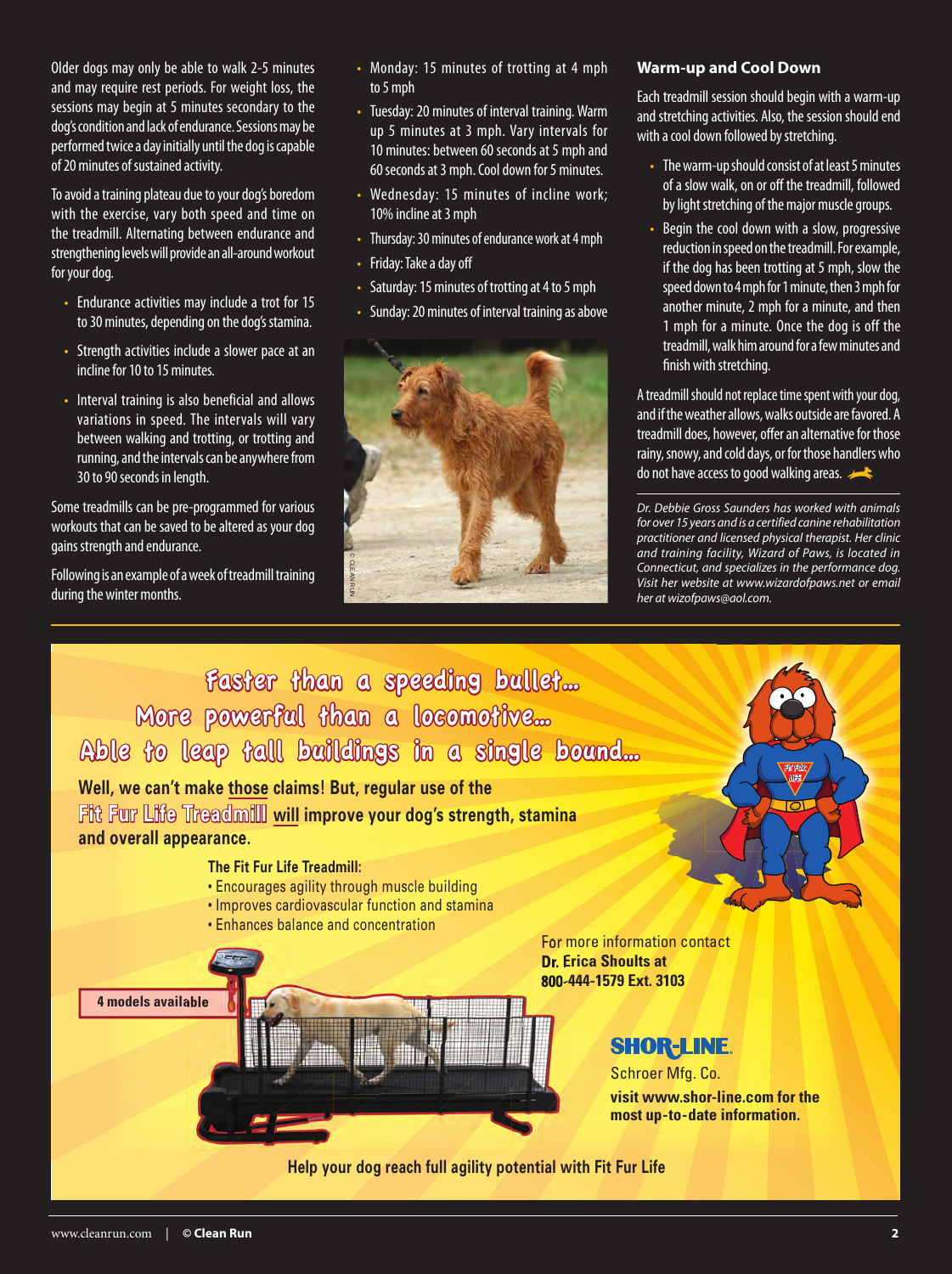Older dogs may only be able to walk 2-5 minutes and may require rest periods. For weight loss, the sessions may begin at 5 minutes secondary to the dog's condition and lack of endurance. Sessions may be performed twice a day initially until the dog is capable of 20 minutes of sustained activity.

To avoid a training plateau due to your dog's boredom with the exercise, vary both speed and time on the treadmill. Alternating between endurance and strengthening levels will provide an all-around workout for your dog.

- Endurance activities may include a trot for 15 to 30 minutes, depending on the dog's stamina.
- Strength activities include a slower pace at an incline for 10 to 15 minutes.
- Interval training is also beneficial and allows variations in speed. The intervals will vary between walking and trotting, or trotting and running, and the intervals can be anywhere from 30 to 90 seconds in length.

Some treadmills can be pre-programmed for various workouts that can be saved to be altered as your dog gains strength and endurance.

Following is an example of a week of treadmill training during the winter months.

- Monday: 15 minutes of trotting at 4 mph to 5 mph
- Tuesday: 20 minutes of interval training. Warm up 5 minutes at 3 mph. Vary intervals for 10 minutes: between 60 seconds at 5 mph and 60 seconds at 3 mph. Cool down for 5 minutes.
- Wednesday: 15 minutes of incline work; 10% incline at 3 mph
- Thursday: 30 minutes of endurance work at 4 mph
- Friday: Take a day off
- Saturday: 15 minutes of trotting at 4 to 5 mph
- Sunday: 20 minutes of interval training as above

© CLEAN RUN

### Warm-up and Cool Down

Each treadmill session should begin with a warm-up and stretching activities. Also, the session should end with a cool down followed by stretching.

- The warm-up should consist of at least 5 minutes of a slow walk, on or off the treadmill, followed by light stretching of the major muscle groups.
- Begin the cool down with a slow, progressive reduction in speed on the treadmill. For example, if the dog has been trotting at 5 mph, slow the speed down to 4 mph for 1 minute, then 3 mph for another minute, 2 mph for a minute, and then 1 mph for a minute. Once the dog is off the treadmill, walk him around for a few minutes and finish with stretching.

A treadmill should not replace time spent with your dog, and if the weather allows, walks outside are favored. A treadmill does, however, offer an alternative for those rainy, snowy, and cold days, or for those handlers who do not have access to good walking areas.

*Dr. Debbie Gross Saunders has worked with animals for over 15 years and is a certified canine rehabilitation practitioner and licensed physical therapist. Her clinic and training facility, Wizard of Paws, is located in Connecticut, and specializes in the performance dog. Visit her website at www.wizardofpaws.net or email her at wizofpaws@aol.com.*

---

**Faster than a speeding bullet...**
**More powerful than a locomotive...**
**Able to leap tall buildings in a single bound...**

**Well, we can't make those claims! But, regular use of the Fit Fur Life Treadmill will improve your dog's strength, stamina and overall appearance.**

**The Fit Fur Life Treadmill:**

- Encourages agility through muscle building
- Improves cardiovascular function and stamina
- Enhances balance and concentration

**4 models available**

For more information contact
**Dr. Erica Shoults at 800-444-1579 Ext. 3103**

**SHOR-LINE.**
Schroer Mfg. Co.
**visit www.shor-line.com for the most up-to-date information.**

**Help your dog reach full agility potential with Fit Fur Life**